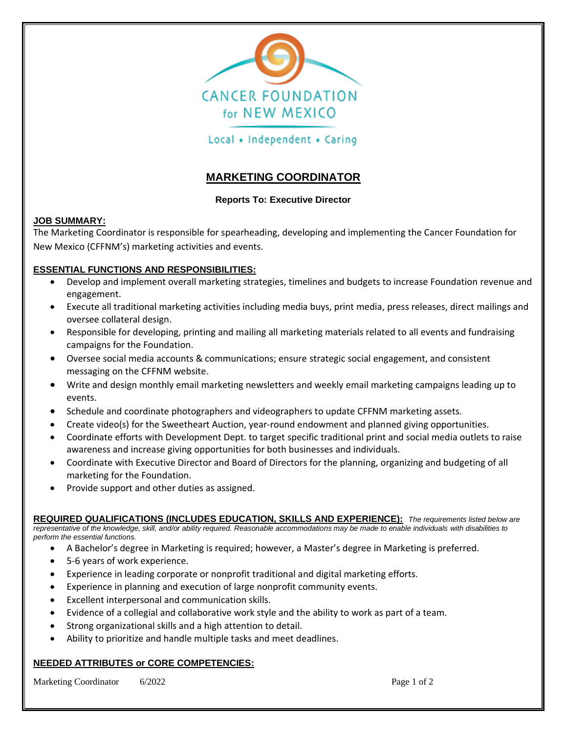CANCER FOUNDATION for NEW MEXICO

Local • Independent • Caring

# MARKETING COORDINATOR

**Reports To: Executive Director**

## JOB SUMMARY:

The Marketing Coordinator is responsible for spearheading, developing and implementing the Cancer Foundation for New Mexico (CFFNM's) marketing activities and events.

## ESSENTIAL FUNCTIONS AND RESPONSIBILITIES:

- Develop and implement overall marketing strategies, timelines and budgets to increase Foundation revenue and engagement.
- Execute all traditional marketing activities including media buys, print media, press releases, direct mailings and oversee collateral design.
- Responsible for developing, printing and mailing all marketing materials related to all events and fundraising campaigns for the Foundation.
- Oversee social media accounts & communications; ensure strategic social engagement, and consistent messaging on the CFFNM website.
- Write and design monthly email marketing newsletters and weekly email marketing campaigns leading up to events.
- Schedule and coordinate photographers and videographers to update CFFNM marketing assets.
- Create video(s) for the Sweetheart Auction, year-round endowment and planned giving opportunities.
- Coordinate efforts with Development Dept. to target specific traditional print and social media outlets to raise awareness and increase giving opportunities for both businesses and individuals.
- Coordinate with Executive Director and Board of Directors for the planning, organizing and budgeting of all marketing for the Foundation.
- Provide support and other duties as assigned.

## REQUIRED QUALIFICATIONS (INCLUDES EDUCATION, SKILLS AND EXPERIENCE):

*The requirements listed below are representative of the knowledge, skill, and/or ability required. Reasonable accommodations may be made to enable individuals with disabilities to perform the essential functions.*

- A Bachelor's degree in Marketing is required; however, a Master's degree in Marketing is preferred.
- 5-6 years of work experience.
- Experience in leading corporate or nonprofit traditional and digital marketing efforts.
- Experience in planning and execution of large nonprofit community events.
- Excellent interpersonal and communication skills.
- Evidence of a collegial and collaborative work style and the ability to work as part of a team.
- Strong organizational skills and a high attention to detail.
- Ability to prioritize and handle multiple tasks and meet deadlines.

## NEEDED ATTRIBUTES or CORE COMPETENCIES: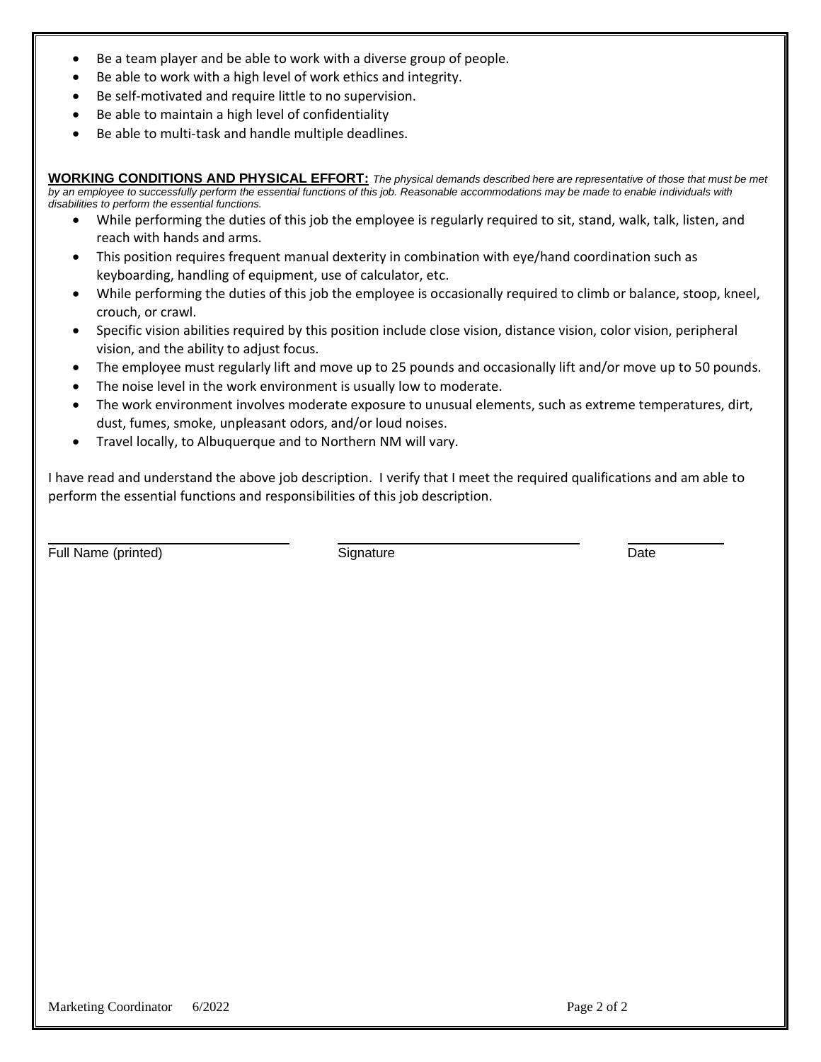- Be a team player and be able to work with a diverse group of people.
- Be able to work with a high level of work ethics and integrity.
- Be self-motivated and require little to no supervision.
- Be able to maintain a high level of confidentiality
- Be able to multi-task and handle multiple deadlines.

**WORKING CONDITIONS AND PHYSICAL EFFORT:** *The physical demands described here are representative of those that must be met by an employee to successfully perform the essential functions of this job. Reasonable accommodations may be made to enable individuals with disabilities to perform the essential functions.*

- While performing the duties of this job the employee is regularly required to sit, stand, walk, talk, listen, and reach with hands and arms.
- This position requires frequent manual dexterity in combination with eye/hand coordination such as keyboarding, handling of equipment, use of calculator, etc.
- While performing the duties of this job the employee is occasionally required to climb or balance, stoop, kneel, crouch, or crawl.
- Specific vision abilities required by this position include close vision, distance vision, color vision, peripheral vision, and the ability to adjust focus.
- The employee must regularly lift and move up to 25 pounds and occasionally lift and/or move up to 50 pounds.
- The noise level in the work environment is usually low to moderate.
- The work environment involves moderate exposure to unusual elements, such as extreme temperatures, dirt, dust, fumes, smoke, unpleasant odors, and/or loud noises.
- Travel locally, to Albuquerque and to Northern NM will vary.

I have read and understand the above job description. I verify that I meet the required qualifications and am able to perform the essential functions and responsibilities of this job description.

Full Name (printed) ______________________ Signature ______________________ Date __________

Marketing Coordinator 6/2022